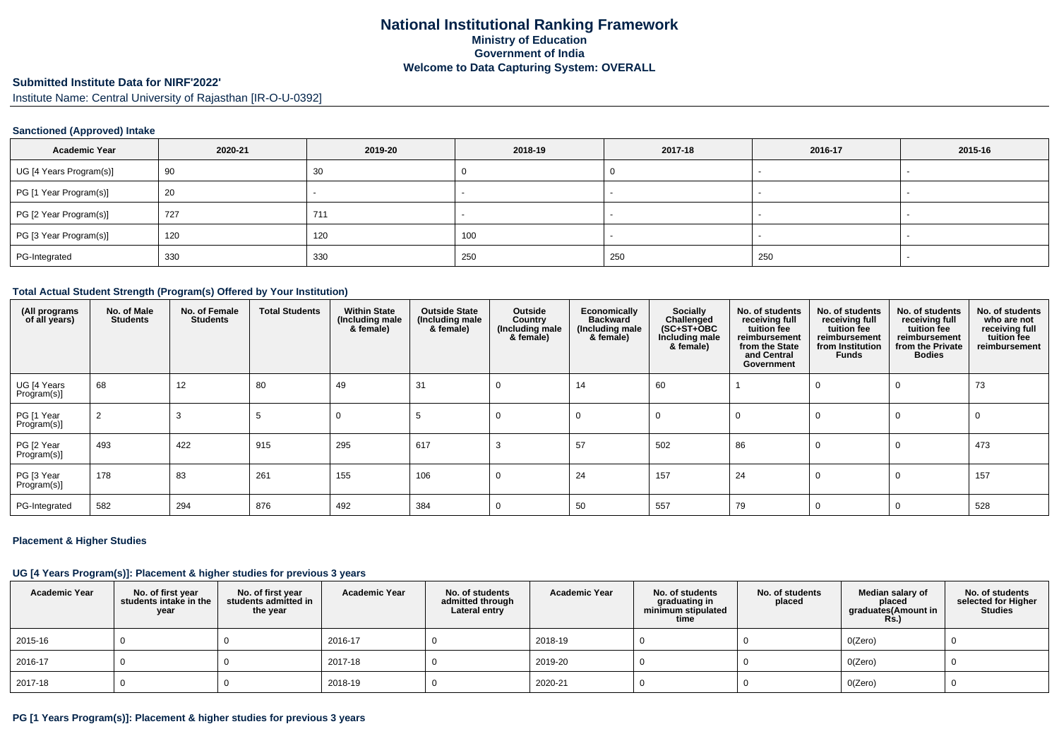# National Institutional Ranking Framework

## Ministry of Education

## Government of India

## Welcome to Data Capturing System: OVERALL

**Submitted Institute Data for NIRF'2022'**

Institute Name: Central University of Rajasthan [IR-O-U-0392]

### Sanctioned (Approved) Intake

| Academic Year | 2020-21 | 2019-20 | 2018-19 | 2017-18 | 2016-17 | 2015-16 |
|---|---|---|---|---|---|---|
| UG [4 Years Program(s)] | 90 | 30 | 0 | 0 | - | - |
| PG [1 Year Program(s)] | 20 | - | - | - | - | - |
| PG [2 Year Program(s)] | 727 | 711 | - | - | - | - |
| PG [3 Year Program(s)] | 120 | 120 | 100 | - | - | - |
| PG-Integrated | 330 | 330 | 250 | 250 | 250 | - |

### Total Actual Student Strength (Program(s) Offered by Your Institution)

| (All programs of all years) | No. of Male Students | No. of Female Students | Total Students | Within State (Including male & female) | Outside State (Including male & female) | Outside Country (Including male & female) | Economically Backward (Including male & female) | Socially Challenged (SC+ST+OBC Including male & female) | No. of students receiving full tuition fee reimbursement from the State and Central Government | No. of students receiving full tuition fee reimbursement from Institution Funds | No. of students receiving full tuition fee reimbursement from the Private Bodies | No. of students who are not receiving full tuition fee reimbursement |
|---|---|---|---|---|---|---|---|---|---|---|---|---|
| UG [4 Years Program(s)] | 68 | 12 | 80 | 49 | 31 | 0 | 14 | 60 | 1 | 0 | 0 | 73 |
| PG [1 Year Program(s)] | 2 | 3 | 5 | 0 | 5 | 0 | 0 | 0 | 0 | 0 | 0 | 0 |
| PG [2 Year Program(s)] | 493 | 422 | 915 | 295 | 617 | 3 | 57 | 502 | 86 | 0 | 0 | 473 |
| PG [3 Year Program(s)] | 178 | 83 | 261 | 155 | 106 | 0 | 24 | 157 | 24 | 0 | 0 | 157 |
| PG-Integrated | 582 | 294 | 876 | 492 | 384 | 0 | 50 | 557 | 79 | 0 | 0 | 528 |

### Placement & Higher Studies

### UG [4 Years Program(s)]: Placement & higher studies for previous 3 years

| Academic Year | No. of first year students intake in the year | No. of first year students admitted in the year | Academic Year | No. of students admitted through Lateral entry | Academic Year | No. of students graduating in minimum stipulated time | No. of students placed | Median salary of placed graduates(Amount in Rs.) | No. of students selected for Higher Studies |
|---|---|---|---|---|---|---|---|---|---|
| 2015-16 | 0 | 0 | 2016-17 | 0 | 2018-19 | 0 | 0 | 0(Zero) | 0 |
| 2016-17 | 0 | 0 | 2017-18 | 0 | 2019-20 | 0 | 0 | 0(Zero) | 0 |
| 2017-18 | 0 | 0 | 2018-19 | 0 | 2020-21 | 0 | 0 | 0(Zero) | 0 |

### PG [1 Years Program(s)]: Placement & higher studies for previous 3 years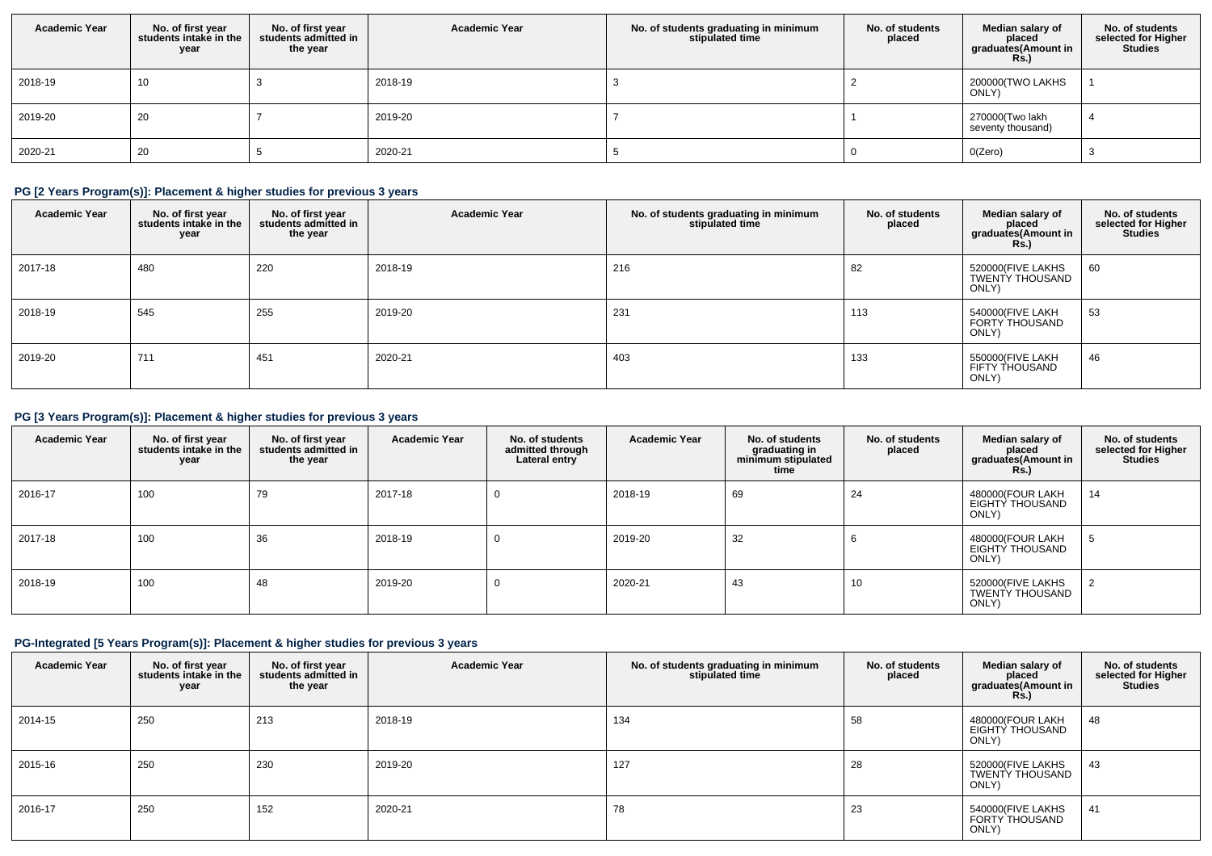| Academic Year | No. of first year students intake in the year | No. of first year students admitted in the year | Academic Year | No. of students graduating in minimum stipulated time | No. of students placed | Median salary of placed graduates(Amount in Rs.) | No. of students selected for Higher Studies |
|---|---|---|---|---|---|---|---|
| 2018-19 | 10 | 3 | 2018-19 | 3 | 2 | 200000(TWO LAKHS ONLY) | 1 |
| 2019-20 | 20 | 7 | 2019-20 | 7 | 1 | 270000(Two lakh seventy thousand) | 4 |
| 2020-21 | 20 | 5 | 2020-21 | 5 | 0 | 0(Zero) | 3 |

### PG [2 Years Program(s)]: Placement & higher studies for previous 3 years

| Academic Year | No. of first year students intake in the year | No. of first year students admitted in the year | Academic Year | No. of students graduating in minimum stipulated time | No. of students placed | Median salary of placed graduates(Amount in Rs.) | No. of students selected for Higher Studies |
|---|---|---|---|---|---|---|---|
| 2017-18 | 480 | 220 | 2018-19 | 216 | 82 | 520000(FIVE LAKHS TWENTY THOUSAND ONLY) | 60 |
| 2018-19 | 545 | 255 | 2019-20 | 231 | 113 | 540000(FIVE LAKH FORTY THOUSAND ONLY) | 53 |
| 2019-20 | 711 | 451 | 2020-21 | 403 | 133 | 550000(FIVE LAKH FIFTY THOUSAND ONLY) | 46 |

### PG [3 Years Program(s)]: Placement & higher studies for previous 3 years

| Academic Year | No. of first year students intake in the year | No. of first year students admitted in the year | Academic Year | No. of students admitted through Lateral entry | Academic Year | No. of students graduating in minimum stipulated time | No. of students placed | Median salary of placed graduates(Amount in Rs.) | No. of students selected for Higher Studies |
|---|---|---|---|---|---|---|---|---|---|
| 2016-17 | 100 | 79 | 2017-18 | 0 | 2018-19 | 69 | 24 | 480000(FOUR LAKH EIGHTY THOUSAND ONLY) | 14 |
| 2017-18 | 100 | 36 | 2018-19 | 0 | 2019-20 | 32 | 6 | 480000(FOUR LAKH EIGHTY THOUSAND ONLY) | 5 |
| 2018-19 | 100 | 48 | 2019-20 | 0 | 2020-21 | 43 | 10 | 520000(FIVE LAKHS TWENTY THOUSAND ONLY) | 2 |

### PG-Integrated [5 Years Program(s)]: Placement & higher studies for previous 3 years

| Academic Year | No. of first year students intake in the year | No. of first year students admitted in the year | Academic Year | No. of students graduating in minimum stipulated time | No. of students placed | Median salary of placed graduates(Amount in Rs.) | No. of students selected for Higher Studies |
|---|---|---|---|---|---|---|---|
| 2014-15 | 250 | 213 | 2018-19 | 134 | 58 | 480000(FOUR LAKH EIGHTY THOUSAND ONLY) | 48 |
| 2015-16 | 250 | 230 | 2019-20 | 127 | 28 | 520000(FIVE LAKHS TWENTY THOUSAND ONLY) | 43 |
| 2016-17 | 250 | 152 | 2020-21 | 78 | 23 | 540000(FIVE LAKHS FORTY THOUSAND ONLY) | 41 |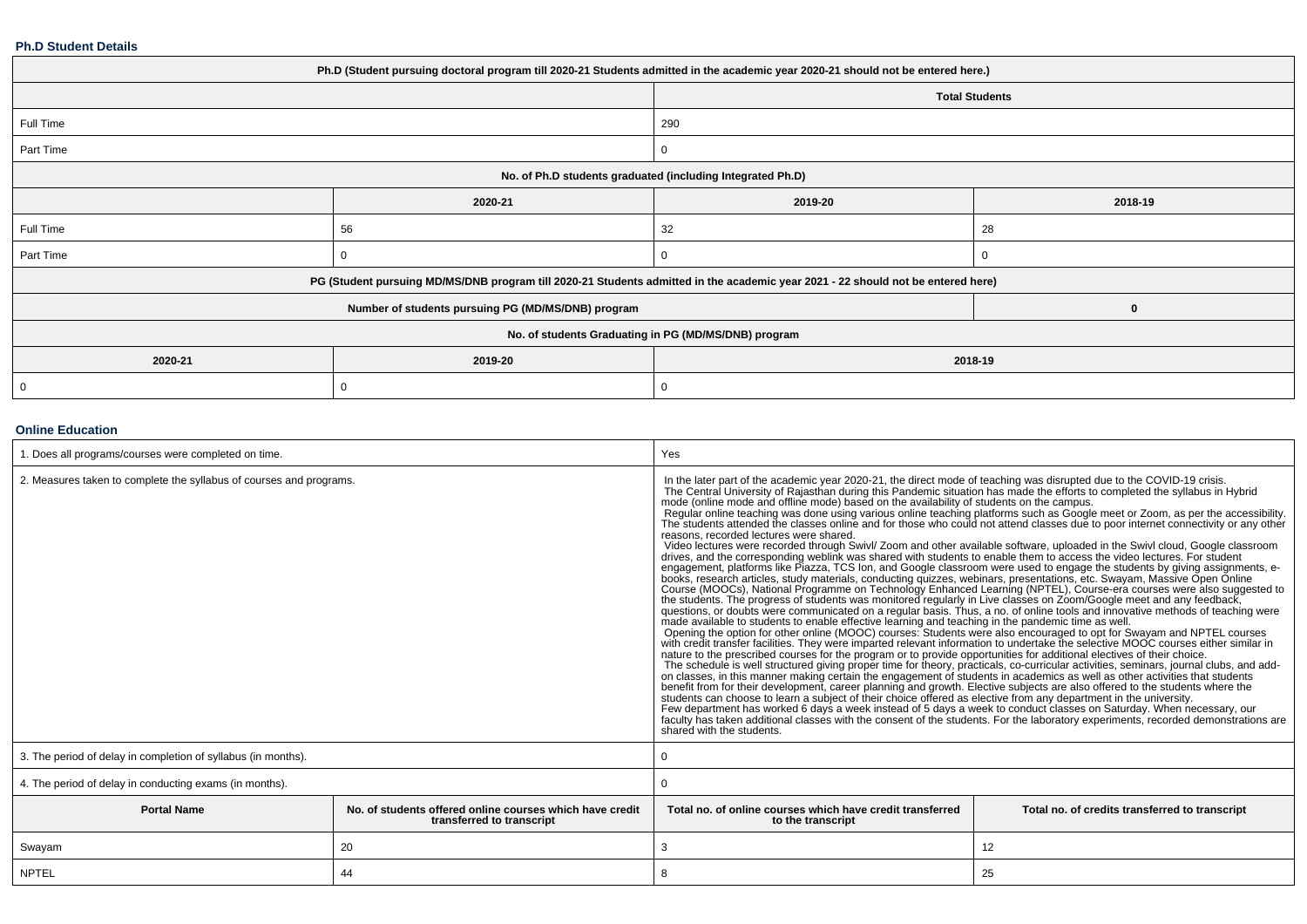### Ph.D Student Details

| Ph.D (Student pursuing doctoral program till 2020-21 Students admitted in the academic year 2020-21 should not be entered here.) | | | |
|---|---|---|---|
| | | Total Students | |
| Full Time | | 290 | |
| Part Time | | 0 | |
| No. of Ph.D students graduated (including Integrated Ph.D) | | | |
| | 2020-21 | 2019-20 | 2018-19 |
| Full Time | 56 | 32 | 28 |
| Part Time | 0 | 0 | 0 |
| PG (Student pursuing MD/MS/DNB program till 2020-21 Students admitted in the academic year 2021 - 22 should not be entered here) | | | |
| Number of students pursuing PG (MD/MS/DNB) program | | | 0 |
| No. of students Graduating in PG (MD/MS/DNB) program | | | |
| 2020-21 | 2019-20 | 2018-19 | |
| 0 | 0 | 0 | |

### Online Education

| 1. Does all programs/courses were completed on time. | | Yes | |
|---|---|---|---|
| 2. Measures taken to complete the syllabus of courses and programs. | | In the later part of the academic year 2020-21, the direct mode of teaching was disrupted due to the COVID-19 crisis. The Central University of Rajasthan during this Pandemic situation has made the efforts to completed the syllabus in Hybrid mode (online mode and offline mode) based on the availability of students on the campus. Regular online teaching was done using various online teaching platforms such as Google meet or Zoom, as per the accessibility. The students attended the classes online and for those who could not attend classes due to poor internet connectivity or any other reasons, recorded lectures were shared. Video lectures were recorded through Swivl/ Zoom and other available software, uploaded in the Swivl cloud, Google classroom drives, and the corresponding weblink was shared with students to enable them to access the video lectures. For student engagement, platforms like Piazza, TCS Ion, and Google classroom were used to engage the students by giving assignments, e-books, research articles, study materials, conducting quizzes, webinars, presentations, etc. Swayam, Massive Open Online Course (MOOCs), National Programme on Technology Enhanced Learning (NPTEL), Course-era courses were also suggested to the students. The progress of students was monitored regularly in Live classes on Zoom/Google meet and any feedback, questions, or doubts were communicated on a regular basis. Thus, a no. of online tools and innovative methods of teaching were made available to students to enable effective learning and teaching in the pandemic time as well. Opening the option for other online (MOOC) courses: Students were also encouraged to opt for Swayam and NPTEL courses with credit transfer facilities. They were imparted relevant information to undertake the selective MOOC courses either similar in nature to the prescribed courses for the program or to provide opportunities for additional electives of their choice. The schedule is well structured giving proper time for theory, practicals, co-curricular activities, seminars, journal clubs, and add-on classes, in this manner making certain the engagement of students in academics as well as other activities that students benefit from for their development, career planning and growth. Elective subjects are also offered to the students where the students can choose to learn a subject of their choice offered as elective from any department in the university. Few department has worked 6 days a week instead of 5 days a week to conduct classes on Saturday. When necessary, our faculty has taken additional classes with the consent of the students. For the laboratory experiments, recorded demonstrations are shared with the students. | |
| 3. The period of delay in completion of syllabus (in months). | | 0 | |
| 4. The period of delay in conducting exams (in months). | | 0 | |
| **Portal Name** | **No. of students offered online courses which have credit transferred to transcript** | **Total no. of online courses which have credit transferred to the transcript** | **Total no. of credits transferred to transcript** |
| Swayam | 20 | 3 | 12 |
| NPTEL | 44 | 8 | 25 |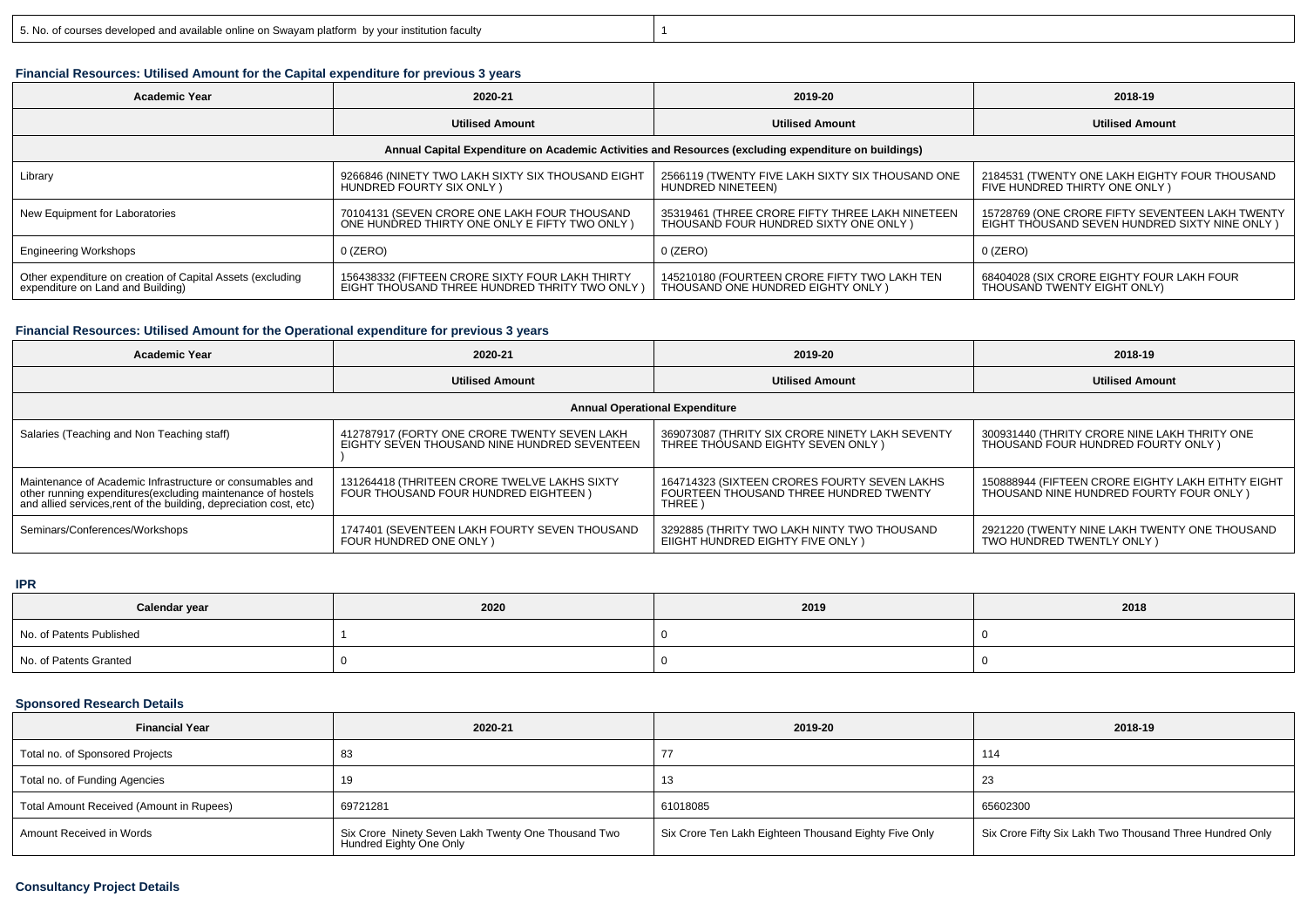| 5. No. of courses developed and available online on Swayam platform by your institution faculty | 1 |
|---|---|

### Financial Resources: Utilised Amount for the Capital expenditure for previous 3 years

| Academic Year | 2020-21 | 2019-20 | 2018-19 |
|---|---|---|---|
| | Utilised Amount | Utilised Amount | Utilised Amount |
| Annual Capital Expenditure on Academic Activities and Resources (excluding expenditure on buildings) | | | |
| Library | 9266846 (NINETY TWO LAKH SIXTY SIX THOUSAND EIGHT HUNDRED FOURTY SIX ONLY ) | 2566119 (TWENTY FIVE LAKH SIXTY SIX THOUSAND ONE HUNDRED NINETEEN) | 2184531 (TWENTY ONE LAKH EIGHTY FOUR THOUSAND FIVE HUNDRED THIRTY ONE ONLY ) |
| New Equipment for Laboratories | 70104131 (SEVEN CRORE ONE LAKH FOUR THOUSAND ONE HUNDRED THIRTY ONE ONLY E FIFTY TWO ONLY ) | 35319461 (THREE CRORE FIFTY THREE LAKH NINETEEN THOUSAND FOUR HUNDRED SIXTY ONE ONLY ) | 15728769 (ONE CRORE FIFTY SEVENTEEN LAKH TWENTY EIGHT THOUSAND SEVEN HUNDRED SIXTY NINE ONLY ) |
| Engineering Workshops | 0 (ZERO) | 0 (ZERO) | 0 (ZERO) |
| Other expenditure on creation of Capital Assets (excluding expenditure on Land and Building) | 156438332 (FIFTEEN CRORE SIXTY FOUR LAKH THIRTY EIGHT THOUSAND THREE HUNDRED THRITY TWO ONLY ) | 145210180 (FOURTEEN CRORE FIFTY TWO LAKH TEN THOUSAND ONE HUNDRED EIGHTY ONLY ) | 68404028 (SIX CRORE EIGHTY FOUR LAKH FOUR THOUSAND TWENTY EIGHT ONLY) |

### Financial Resources: Utilised Amount for the Operational expenditure for previous 3 years

| Academic Year | 2020-21 | 2019-20 | 2018-19 |
|---|---|---|---|
| | Utilised Amount | Utilised Amount | Utilised Amount |
| Annual Operational Expenditure | | | |
| Salaries (Teaching and Non Teaching staff) | 412787917 (FORTY ONE CRORE TWENTY SEVEN LAKH EIGHTY SEVEN THOUSAND NINE HUNDRED SEVENTEEN ) | 369073087 (THRITY SIX CRORE NINETY LAKH SEVENTY THREE THOUSAND EIGHTY SEVEN ONLY ) | 300931440 (THRITY CRORE NINE LAKH THRITY ONE THOUSAND FOUR HUNDRED FOURTY ONLY ) |
| Maintenance of Academic Infrastructure or consumables and other running expenditures(excluding maintenance of hostels and allied services,rent of the building, depreciation cost, etc) | 131264418 (THRITEEN CRORE TWELVE LAKHS SIXTY FOUR THOUSAND FOUR HUNDRED EIGHTEEN ) | 164714323 (SIXTEEN CRORES FOURTY SEVEN LAKHS FOURTEEN THOUSAND THREE HUNDRED TWENTY THREE ) | 150888944 (FIFTEEN CRORE EIGHTY LAKH EITHTY EIGHT THOUSAND NINE HUNDRED FOURTY FOUR ONLY ) |
| Seminars/Conferences/Workshops | 1747401 (SEVENTEEN LAKH FOURTY SEVEN THOUSAND FOUR HUNDRED ONE ONLY ) | 3292885 (THRITY TWO LAKH NINTY TWO THOUSAND EIIGHT HUNDRED EIGHTY FIVE ONLY ) | 2921220 (TWENTY NINE LAKH TWENTY ONE THOUSAND TWO HUNDRED TWENTLY ONLY ) |

### IPR

| Calendar year | 2020 | 2019 | 2018 |
|---|---|---|---|
| No. of Patents Published | 1 | 0 | 0 |
| No. of Patents Granted | 0 | 0 | 0 |

### Sponsored Research Details

| Financial Year | 2020-21 | 2019-20 | 2018-19 |
|---|---|---|---|
| Total no. of Sponsored Projects | 83 | 77 | 114 |
| Total no. of Funding Agencies | 19 | 13 | 23 |
| Total Amount Received (Amount in Rupees) | 69721281 | 61018085 | 65602300 |
| Amount Received in Words | Six Crore Ninety Seven Lakh Twenty One Thousand Two Hundred Eighty One Only | Six Crore Ten Lakh Eighteen Thousand Eighty Five Only | Six Crore Fifty Six Lakh Two Thousand Three Hundred Only |

### Consultancy Project Details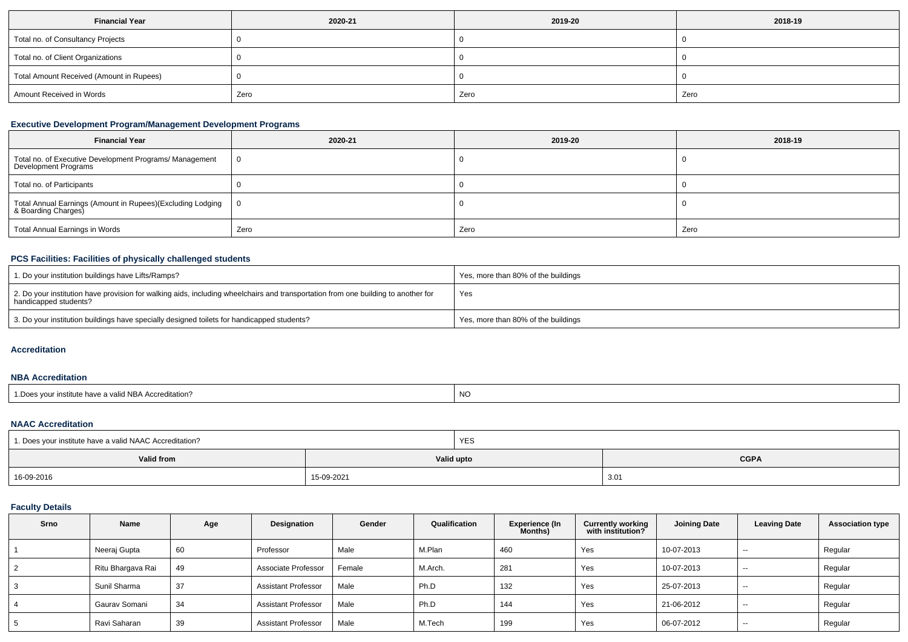| Financial Year | 2020-21 | 2019-20 | 2018-19 |
|---|---|---|---|
| Total no. of Consultancy Projects | 0 | 0 | 0 |
| Total no. of Client Organizations | 0 | 0 | 0 |
| Total Amount Received (Amount in Rupees) | 0 | 0 | 0 |
| Amount Received in Words | Zero | Zero | Zero |

### Executive Development Program/Management Development Programs

| Financial Year | 2020-21 | 2019-20 | 2018-19 |
|---|---|---|---|
| Total no. of Executive Development Programs/ Management Development Programs | 0 | 0 | 0 |
| Total no. of Participants | 0 | 0 | 0 |
| Total Annual Earnings (Amount in Rupees)(Excluding Lodging & Boarding Charges) | 0 | 0 | 0 |
| Total Annual Earnings in Words | Zero | Zero | Zero |

### PCS Facilities: Facilities of physically challenged students

| | |
|---|---|
| 1. Do your institution buildings have Lifts/Ramps? | Yes, more than 80% of the buildings |
| 2. Do your institution have provision for walking aids, including wheelchairs and transportation from one building to another for handicapped students? | Yes |
| 3. Do your institution buildings have specially designed toilets for handicapped students? | Yes, more than 80% of the buildings |

### Accreditation

### NBA Accreditation

| | |
|---|---|
| 1.Does your institute have a valid NBA Accreditation? | NO |

### NAAC Accreditation

| | |
|---|---|
| 1. Does your institute have a valid NAAC Accreditation? | YES |

| Valid from | Valid upto | CGPA |
|---|---|---|
| 16-09-2016 | 15-09-2021 | 3.01 |

### Faculty Details

| Srno | Name | Age | Designation | Gender | Qualification | Experience (In Months) | Currently working with institution? | Joining Date | Leaving Date | Association type |
|---|---|---|---|---|---|---|---|---|---|---|
| 1 | Neeraj Gupta | 60 | Professor | Male | M.Plan | 460 | Yes | 10-07-2013 | -- | Regular |
| 2 | Ritu Bhargava Rai | 49 | Associate Professor | Female | M.Arch. | 281 | Yes | 10-07-2013 | -- | Regular |
| 3 | Sunil Sharma | 37 | Assistant Professor | Male | Ph.D | 132 | Yes | 25-07-2013 | -- | Regular |
| 4 | Gaurav Somani | 34 | Assistant Professor | Male | Ph.D | 144 | Yes | 21-06-2012 | -- | Regular |
| 5 | Ravi Saharan | 39 | Assistant Professor | Male | M.Tech | 199 | Yes | 06-07-2012 | -- | Regular |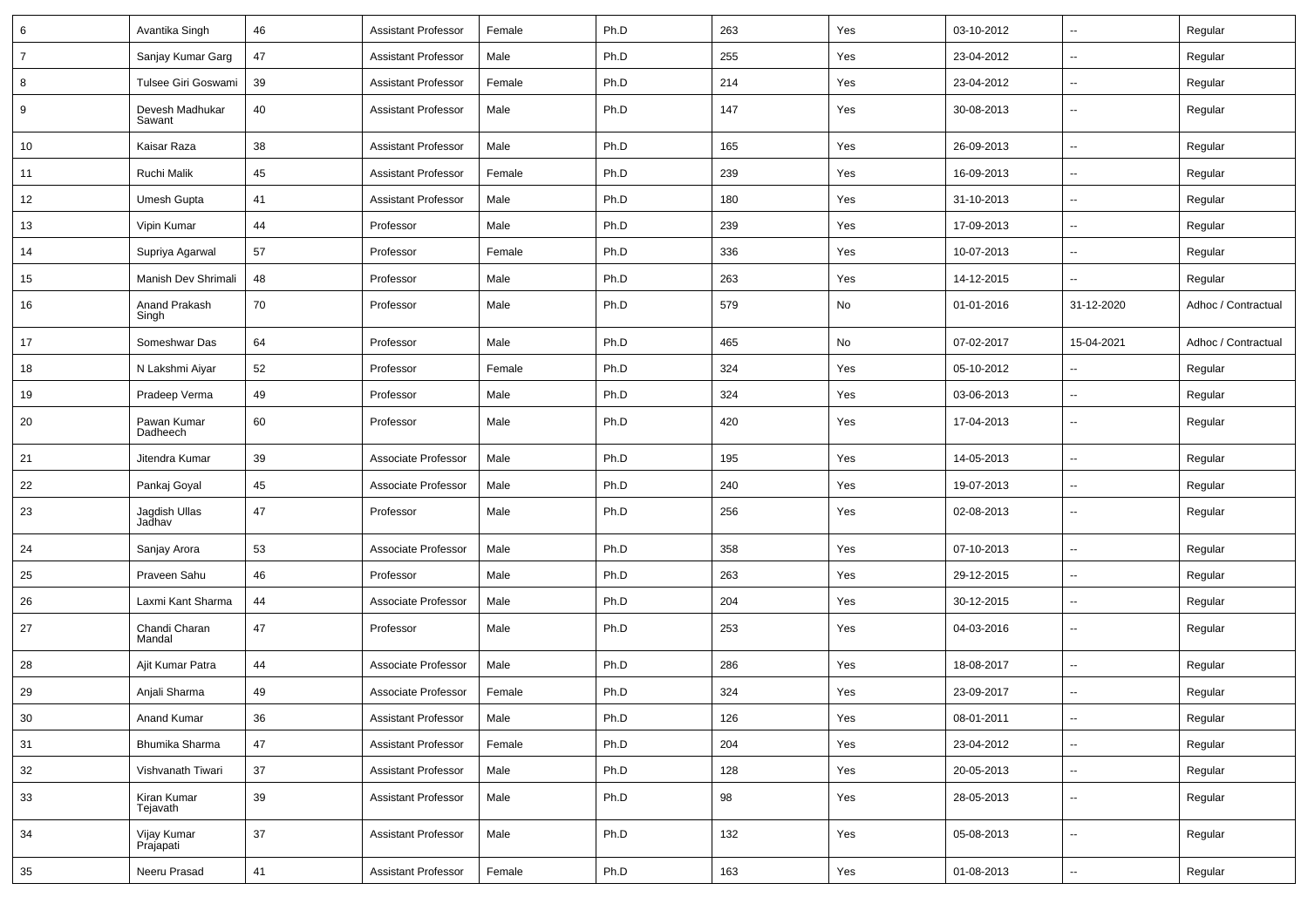| 6 | Avantika Singh | 46 | Assistant Professor | Female | Ph.D | 263 | Yes | 03-10-2012 | -- | Regular |
|---|---|---|---|---|---|---|---|---|---|---|
| 7 | Sanjay Kumar Garg | 47 | Assistant Professor | Male | Ph.D | 255 | Yes | 23-04-2012 | -- | Regular |
| 8 | Tulsee Giri Goswami | 39 | Assistant Professor | Female | Ph.D | 214 | Yes | 23-04-2012 | -- | Regular |
| 9 | Devesh Madhukar Sawant | 40 | Assistant Professor | Male | Ph.D | 147 | Yes | 30-08-2013 | -- | Regular |
| 10 | Kaisar Raza | 38 | Assistant Professor | Male | Ph.D | 165 | Yes | 26-09-2013 | -- | Regular |
| 11 | Ruchi Malik | 45 | Assistant Professor | Female | Ph.D | 239 | Yes | 16-09-2013 | -- | Regular |
| 12 | Umesh Gupta | 41 | Assistant Professor | Male | Ph.D | 180 | Yes | 31-10-2013 | -- | Regular |
| 13 | Vipin Kumar | 44 | Professor | Male | Ph.D | 239 | Yes | 17-09-2013 | -- | Regular |
| 14 | Supriya Agarwal | 57 | Professor | Female | Ph.D | 336 | Yes | 10-07-2013 | -- | Regular |
| 15 | Manish Dev Shrimali | 48 | Professor | Male | Ph.D | 263 | Yes | 14-12-2015 | -- | Regular |
| 16 | Anand Prakash Singh | 70 | Professor | Male | Ph.D | 579 | No | 01-01-2016 | 31-12-2020 | Adhoc / Contractual |
| 17 | Someshwar Das | 64 | Professor | Male | Ph.D | 465 | No | 07-02-2017 | 15-04-2021 | Adhoc / Contractual |
| 18 | N Lakshmi Aiyar | 52 | Professor | Female | Ph.D | 324 | Yes | 05-10-2012 | -- | Regular |
| 19 | Pradeep Verma | 49 | Professor | Male | Ph.D | 324 | Yes | 03-06-2013 | -- | Regular |
| 20 | Pawan Kumar Dadheech | 60 | Professor | Male | Ph.D | 420 | Yes | 17-04-2013 | -- | Regular |
| 21 | Jitendra Kumar | 39 | Associate Professor | Male | Ph.D | 195 | Yes | 14-05-2013 | -- | Regular |
| 22 | Pankaj Goyal | 45 | Associate Professor | Male | Ph.D | 240 | Yes | 19-07-2013 | -- | Regular |
| 23 | Jagdish Ullas Jadhav | 47 | Professor | Male | Ph.D | 256 | Yes | 02-08-2013 | -- | Regular |
| 24 | Sanjay Arora | 53 | Associate Professor | Male | Ph.D | 358 | Yes | 07-10-2013 | -- | Regular |
| 25 | Praveen Sahu | 46 | Professor | Male | Ph.D | 263 | Yes | 29-12-2015 | -- | Regular |
| 26 | Laxmi Kant Sharma | 44 | Associate Professor | Male | Ph.D | 204 | Yes | 30-12-2015 | -- | Regular |
| 27 | Chandi Charan Mandal | 47 | Professor | Male | Ph.D | 253 | Yes | 04-03-2016 | -- | Regular |
| 28 | Ajit Kumar Patra | 44 | Associate Professor | Male | Ph.D | 286 | Yes | 18-08-2017 | -- | Regular |
| 29 | Anjali Sharma | 49 | Associate Professor | Female | Ph.D | 324 | Yes | 23-09-2017 | -- | Regular |
| 30 | Anand Kumar | 36 | Assistant Professor | Male | Ph.D | 126 | Yes | 08-01-2011 | -- | Regular |
| 31 | Bhumika Sharma | 47 | Assistant Professor | Female | Ph.D | 204 | Yes | 23-04-2012 | -- | Regular |
| 32 | Vishvanath Tiwari | 37 | Assistant Professor | Male | Ph.D | 128 | Yes | 20-05-2013 | -- | Regular |
| 33 | Kiran Kumar Tejavath | 39 | Assistant Professor | Male | Ph.D | 98 | Yes | 28-05-2013 | -- | Regular |
| 34 | Vijay Kumar Prajapati | 37 | Assistant Professor | Male | Ph.D | 132 | Yes | 05-08-2013 | -- | Regular |
| 35 | Neeru Prasad | 41 | Assistant Professor | Female | Ph.D | 163 | Yes | 01-08-2013 | -- | Regular |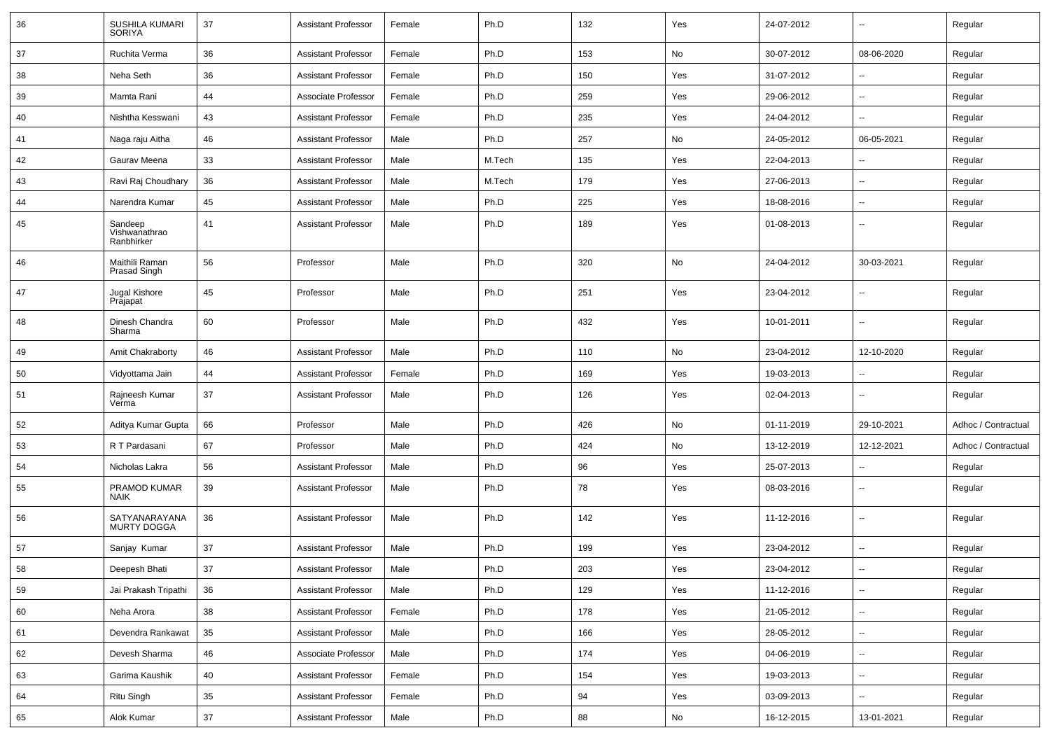| 36 | SUSHILA KUMARI SORIYA | 37 | Assistant Professor | Female | Ph.D | 132 | Yes | 24-07-2012 | -- | Regular |
|---|---|---|---|---|---|---|---|---|---|---|
| 37 | Ruchita Verma | 36 | Assistant Professor | Female | Ph.D | 153 | No | 30-07-2012 | 08-06-2020 | Regular |
| 38 | Neha Seth | 36 | Assistant Professor | Female | Ph.D | 150 | Yes | 31-07-2012 | -- | Regular |
| 39 | Mamta Rani | 44 | Associate Professor | Female | Ph.D | 259 | Yes | 29-06-2012 | -- | Regular |
| 40 | Nishtha Kesswani | 43 | Assistant Professor | Female | Ph.D | 235 | Yes | 24-04-2012 | -- | Regular |
| 41 | Naga raju Aitha | 46 | Assistant Professor | Male | Ph.D | 257 | No | 24-05-2012 | 06-05-2021 | Regular |
| 42 | Gaurav Meena | 33 | Assistant Professor | Male | M.Tech | 135 | Yes | 22-04-2013 | -- | Regular |
| 43 | Ravi Raj Choudhary | 36 | Assistant Professor | Male | M.Tech | 179 | Yes | 27-06-2013 | -- | Regular |
| 44 | Narendra Kumar | 45 | Assistant Professor | Male | Ph.D | 225 | Yes | 18-08-2016 | -- | Regular |
| 45 | Sandeep Vishwanathrao Ranbhirker | 41 | Assistant Professor | Male | Ph.D | 189 | Yes | 01-08-2013 | -- | Regular |
| 46 | Maithili Raman Prasad Singh | 56 | Professor | Male | Ph.D | 320 | No | 24-04-2012 | 30-03-2021 | Regular |
| 47 | Jugal Kishore Prajapat | 45 | Professor | Male | Ph.D | 251 | Yes | 23-04-2012 | -- | Regular |
| 48 | Dinesh Chandra Sharma | 60 | Professor | Male | Ph.D | 432 | Yes | 10-01-2011 | -- | Regular |
| 49 | Amit Chakraborty | 46 | Assistant Professor | Male | Ph.D | 110 | No | 23-04-2012 | 12-10-2020 | Regular |
| 50 | Vidyottama Jain | 44 | Assistant Professor | Female | Ph.D | 169 | Yes | 19-03-2013 | -- | Regular |
| 51 | Rajneesh Kumar Verma | 37 | Assistant Professor | Male | Ph.D | 126 | Yes | 02-04-2013 | -- | Regular |
| 52 | Aditya Kumar Gupta | 66 | Professor | Male | Ph.D | 426 | No | 01-11-2019 | 29-10-2021 | Adhoc / Contractual |
| 53 | R T Pardasani | 67 | Professor | Male | Ph.D | 424 | No | 13-12-2019 | 12-12-2021 | Adhoc / Contractual |
| 54 | Nicholas Lakra | 56 | Assistant Professor | Male | Ph.D | 96 | Yes | 25-07-2013 | -- | Regular |
| 55 | PRAMOD KUMAR NAIK | 39 | Assistant Professor | Male | Ph.D | 78 | Yes | 08-03-2016 | -- | Regular |
| 56 | SATYANARAYANA MURTY DOGGA | 36 | Assistant Professor | Male | Ph.D | 142 | Yes | 11-12-2016 | -- | Regular |
| 57 | Sanjay Kumar | 37 | Assistant Professor | Male | Ph.D | 199 | Yes | 23-04-2012 | -- | Regular |
| 58 | Deepesh Bhati | 37 | Assistant Professor | Male | Ph.D | 203 | Yes | 23-04-2012 | -- | Regular |
| 59 | Jai Prakash Tripathi | 36 | Assistant Professor | Male | Ph.D | 129 | Yes | 11-12-2016 | -- | Regular |
| 60 | Neha Arora | 38 | Assistant Professor | Female | Ph.D | 178 | Yes | 21-05-2012 | -- | Regular |
| 61 | Devendra Rankawat | 35 | Assistant Professor | Male | Ph.D | 166 | Yes | 28-05-2012 | -- | Regular |
| 62 | Devesh Sharma | 46 | Associate Professor | Male | Ph.D | 174 | Yes | 04-06-2019 | -- | Regular |
| 63 | Garima Kaushik | 40 | Assistant Professor | Female | Ph.D | 154 | Yes | 19-03-2013 | -- | Regular |
| 64 | Ritu Singh | 35 | Assistant Professor | Female | Ph.D | 94 | Yes | 03-09-2013 | -- | Regular |
| 65 | Alok Kumar | 37 | Assistant Professor | Male | Ph.D | 88 | No | 16-12-2015 | 13-01-2021 | Regular |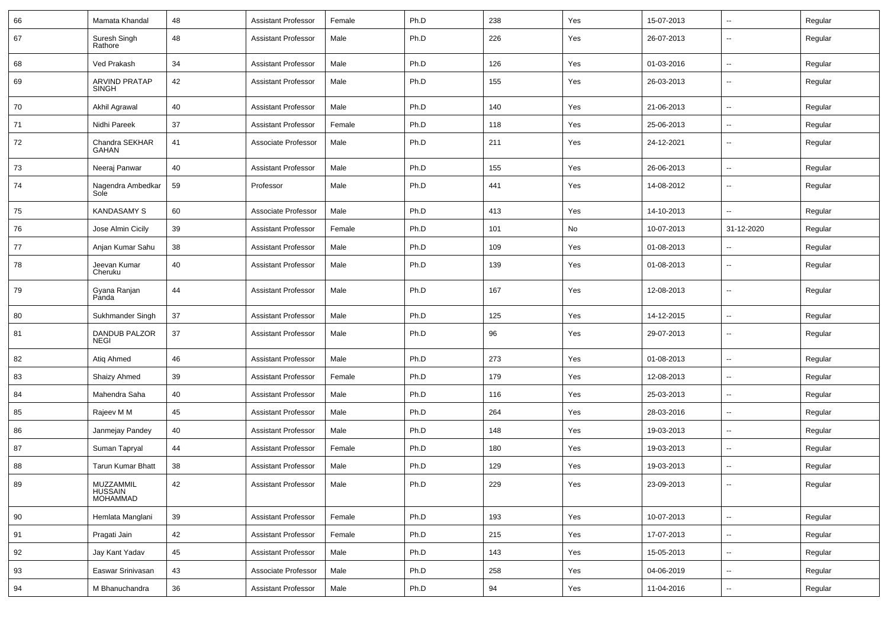| 66 | Mamata Khandal | 48 | Assistant Professor | Female | Ph.D | 238 | Yes | 15-07-2013 | -- | Regular |
|---|---|---|---|---|---|---|---|---|---|---|
| 67 | Suresh Singh Rathore | 48 | Assistant Professor | Male | Ph.D | 226 | Yes | 26-07-2013 | -- | Regular |
| 68 | Ved Prakash | 34 | Assistant Professor | Male | Ph.D | 126 | Yes | 01-03-2016 | -- | Regular |
| 69 | ARVIND PRATAP SINGH | 42 | Assistant Professor | Male | Ph.D | 155 | Yes | 26-03-2013 | -- | Regular |
| 70 | Akhil Agrawal | 40 | Assistant Professor | Male | Ph.D | 140 | Yes | 21-06-2013 | -- | Regular |
| 71 | Nidhi Pareek | 37 | Assistant Professor | Female | Ph.D | 118 | Yes | 25-06-2013 | -- | Regular |
| 72 | Chandra SEKHAR GAHAN | 41 | Associate Professor | Male | Ph.D | 211 | Yes | 24-12-2021 | -- | Regular |
| 73 | Neeraj Panwar | 40 | Assistant Professor | Male | Ph.D | 155 | Yes | 26-06-2013 | -- | Regular |
| 74 | Nagendra Ambedkar Sole | 59 | Professor | Male | Ph.D | 441 | Yes | 14-08-2012 | -- | Regular |
| 75 | KANDASAMY S | 60 | Associate Professor | Male | Ph.D | 413 | Yes | 14-10-2013 | -- | Regular |
| 76 | Jose Almin Cicily | 39 | Assistant Professor | Female | Ph.D | 101 | No | 10-07-2013 | 31-12-2020 | Regular |
| 77 | Anjan Kumar Sahu | 38 | Assistant Professor | Male | Ph.D | 109 | Yes | 01-08-2013 | -- | Regular |
| 78 | Jeevan Kumar Cheruku | 40 | Assistant Professor | Male | Ph.D | 139 | Yes | 01-08-2013 | -- | Regular |
| 79 | Gyana Ranjan Panda | 44 | Assistant Professor | Male | Ph.D | 167 | Yes | 12-08-2013 | -- | Regular |
| 80 | Sukhmander Singh | 37 | Assistant Professor | Male | Ph.D | 125 | Yes | 14-12-2015 | -- | Regular |
| 81 | DANDUB PALZOR NEGI | 37 | Assistant Professor | Male | Ph.D | 96 | Yes | 29-07-2013 | -- | Regular |
| 82 | Atiq Ahmed | 46 | Assistant Professor | Male | Ph.D | 273 | Yes | 01-08-2013 | -- | Regular |
| 83 | Shaizy Ahmed | 39 | Assistant Professor | Female | Ph.D | 179 | Yes | 12-08-2013 | -- | Regular |
| 84 | Mahendra Saha | 40 | Assistant Professor | Male | Ph.D | 116 | Yes | 25-03-2013 | -- | Regular |
| 85 | Rajeev M M | 45 | Assistant Professor | Male | Ph.D | 264 | Yes | 28-03-2016 | -- | Regular |
| 86 | Janmejay Pandey | 40 | Assistant Professor | Male | Ph.D | 148 | Yes | 19-03-2013 | -- | Regular |
| 87 | Suman Tapryal | 44 | Assistant Professor | Female | Ph.D | 180 | Yes | 19-03-2013 | -- | Regular |
| 88 | Tarun Kumar Bhatt | 38 | Assistant Professor | Male | Ph.D | 129 | Yes | 19-03-2013 | -- | Regular |
| 89 | MUZZAMMIL HUSSAIN MOHAMMAD | 42 | Assistant Professor | Male | Ph.D | 229 | Yes | 23-09-2013 | -- | Regular |
| 90 | Hemlata Manglani | 39 | Assistant Professor | Female | Ph.D | 193 | Yes | 10-07-2013 | -- | Regular |
| 91 | Pragati Jain | 42 | Assistant Professor | Female | Ph.D | 215 | Yes | 17-07-2013 | -- | Regular |
| 92 | Jay Kant Yadav | 45 | Assistant Professor | Male | Ph.D | 143 | Yes | 15-05-2013 | -- | Regular |
| 93 | Easwar Srinivasan | 43 | Associate Professor | Male | Ph.D | 258 | Yes | 04-06-2019 | -- | Regular |
| 94 | M Bhanuchandra | 36 | Assistant Professor | Male | Ph.D | 94 | Yes | 11-04-2016 | -- | Regular |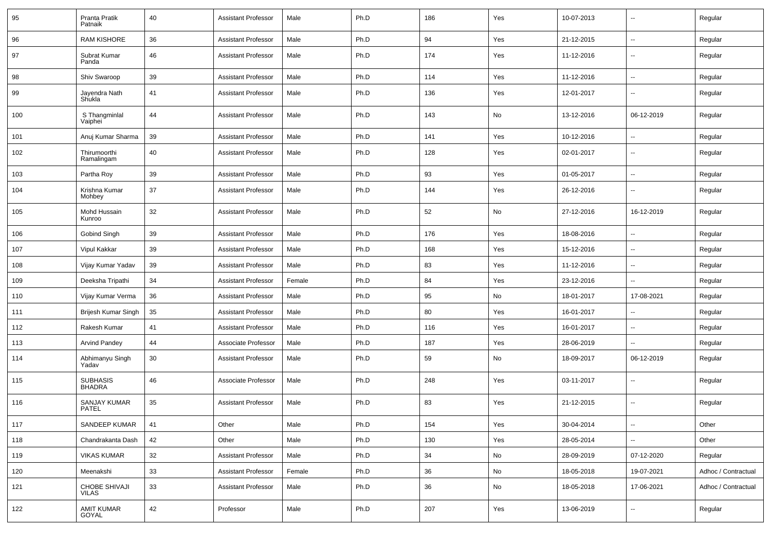| 95 | Pranta Pratik Patnaik | 40 | Assistant Professor | Male | Ph.D | 186 | Yes | 10-07-2013 | -- | Regular |
|---|---|---|---|---|---|---|---|---|---|---|
| 96 | RAM KISHORE | 36 | Assistant Professor | Male | Ph.D | 94 | Yes | 21-12-2015 | -- | Regular |
| 97 | Subrat Kumar Panda | 46 | Assistant Professor | Male | Ph.D | 174 | Yes | 11-12-2016 | -- | Regular |
| 98 | Shiv Swaroop | 39 | Assistant Professor | Male | Ph.D | 114 | Yes | 11-12-2016 | -- | Regular |
| 99 | Jayendra Nath Shukla | 41 | Assistant Professor | Male | Ph.D | 136 | Yes | 12-01-2017 | -- | Regular |
| 100 | S Thangminlal Vaiphei | 44 | Assistant Professor | Male | Ph.D | 143 | No | 13-12-2016 | 06-12-2019 | Regular |
| 101 | Anuj Kumar Sharma | 39 | Assistant Professor | Male | Ph.D | 141 | Yes | 10-12-2016 | -- | Regular |
| 102 | Thirumoorthi Ramalingam | 40 | Assistant Professor | Male | Ph.D | 128 | Yes | 02-01-2017 | -- | Regular |
| 103 | Partha Roy | 39 | Assistant Professor | Male | Ph.D | 93 | Yes | 01-05-2017 | -- | Regular |
| 104 | Krishna Kumar Mohbey | 37 | Assistant Professor | Male | Ph.D | 144 | Yes | 26-12-2016 | -- | Regular |
| 105 | Mohd Hussain Kunroo | 32 | Assistant Professor | Male | Ph.D | 52 | No | 27-12-2016 | 16-12-2019 | Regular |
| 106 | Gobind Singh | 39 | Assistant Professor | Male | Ph.D | 176 | Yes | 18-08-2016 | -- | Regular |
| 107 | Vipul Kakkar | 39 | Assistant Professor | Male | Ph.D | 168 | Yes | 15-12-2016 | -- | Regular |
| 108 | Vijay Kumar Yadav | 39 | Assistant Professor | Male | Ph.D | 83 | Yes | 11-12-2016 | -- | Regular |
| 109 | Deeksha Tripathi | 34 | Assistant Professor | Female | Ph.D | 84 | Yes | 23-12-2016 | -- | Regular |
| 110 | Vijay Kumar Verma | 36 | Assistant Professor | Male | Ph.D | 95 | No | 18-01-2017 | 17-08-2021 | Regular |
| 111 | Brijesh Kumar Singh | 35 | Assistant Professor | Male | Ph.D | 80 | Yes | 16-01-2017 | -- | Regular |
| 112 | Rakesh Kumar | 41 | Assistant Professor | Male | Ph.D | 116 | Yes | 16-01-2017 | -- | Regular |
| 113 | Arvind Pandey | 44 | Associate Professor | Male | Ph.D | 187 | Yes | 28-06-2019 | -- | Regular |
| 114 | Abhimanyu Singh Yadav | 30 | Assistant Professor | Male | Ph.D | 59 | No | 18-09-2017 | 06-12-2019 | Regular |
| 115 | SUBHASIS BHADRA | 46 | Associate Professor | Male | Ph.D | 248 | Yes | 03-11-2017 | -- | Regular |
| 116 | SANJAY KUMAR PATEL | 35 | Assistant Professor | Male | Ph.D | 83 | Yes | 21-12-2015 | -- | Regular |
| 117 | SANDEEP KUMAR | 41 | Other | Male | Ph.D | 154 | Yes | 30-04-2014 | -- | Other |
| 118 | Chandrakanta Dash | 42 | Other | Male | Ph.D | 130 | Yes | 28-05-2014 | -- | Other |
| 119 | VIKAS KUMAR | 32 | Assistant Professor | Male | Ph.D | 34 | No | 28-09-2019 | 07-12-2020 | Regular |
| 120 | Meenakshi | 33 | Assistant Professor | Female | Ph.D | 36 | No | 18-05-2018 | 19-07-2021 | Adhoc / Contractual |
| 121 | CHOBE SHIVAJI VILAS | 33 | Assistant Professor | Male | Ph.D | 36 | No | 18-05-2018 | 17-06-2021 | Adhoc / Contractual |
| 122 | AMIT KUMAR GOYAL | 42 | Professor | Male | Ph.D | 207 | Yes | 13-06-2019 | -- | Regular |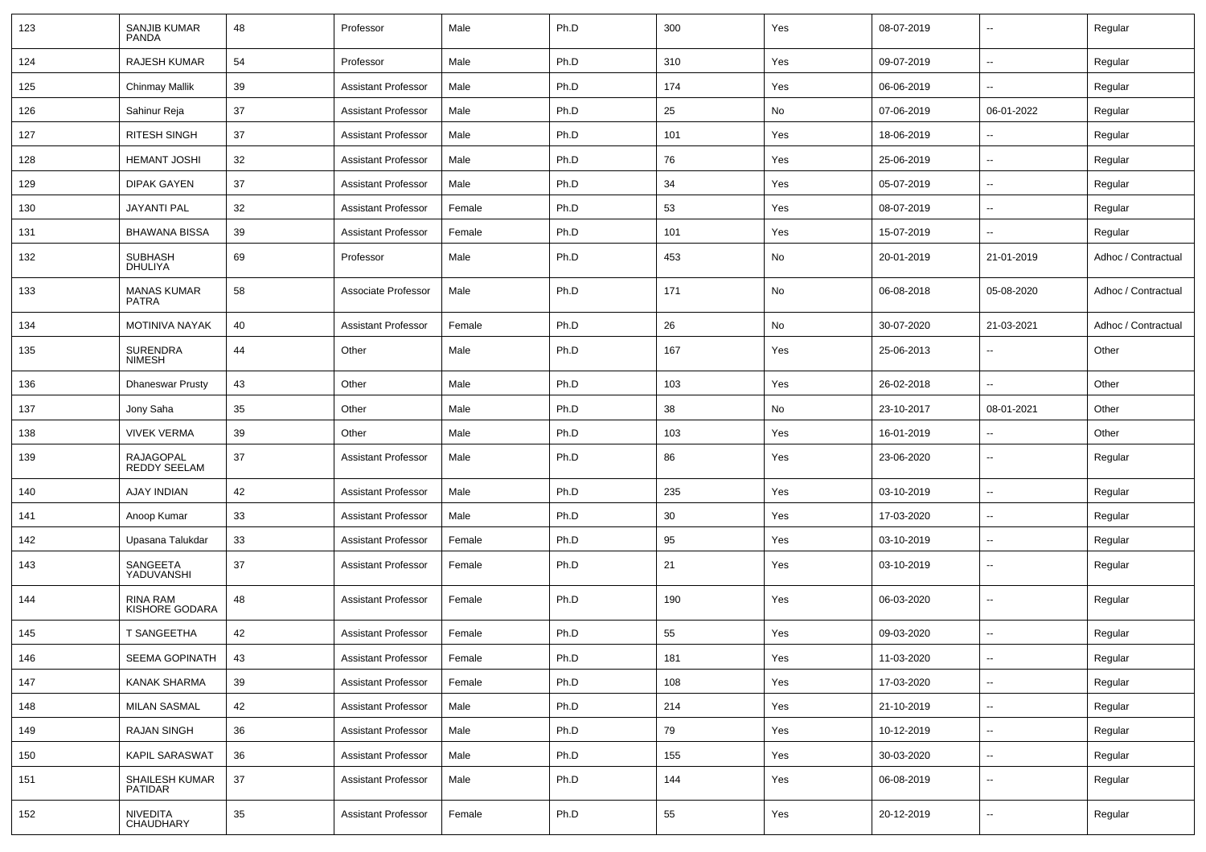| 123 | SANJIB KUMAR PANDA | 48 | Professor | Male | Ph.D | 300 | Yes | 08-07-2019 | -- | Regular |
|---|---|---|---|---|---|---|---|---|---|---|
| 124 | RAJESH KUMAR | 54 | Professor | Male | Ph.D | 310 | Yes | 09-07-2019 | -- | Regular |
| 125 | Chinmay Mallik | 39 | Assistant Professor | Male | Ph.D | 174 | Yes | 06-06-2019 | -- | Regular |
| 126 | Sahinur Reja | 37 | Assistant Professor | Male | Ph.D | 25 | No | 07-06-2019 | 06-01-2022 | Regular |
| 127 | RITESH SINGH | 37 | Assistant Professor | Male | Ph.D | 101 | Yes | 18-06-2019 | -- | Regular |
| 128 | HEMANT JOSHI | 32 | Assistant Professor | Male | Ph.D | 76 | Yes | 25-06-2019 | -- | Regular |
| 129 | DIPAK GAYEN | 37 | Assistant Professor | Male | Ph.D | 34 | Yes | 05-07-2019 | -- | Regular |
| 130 | JAYANTI PAL | 32 | Assistant Professor | Female | Ph.D | 53 | Yes | 08-07-2019 | -- | Regular |
| 131 | BHAWANA BISSA | 39 | Assistant Professor | Female | Ph.D | 101 | Yes | 15-07-2019 | -- | Regular |
| 132 | SUBHASH DHULIYA | 69 | Professor | Male | Ph.D | 453 | No | 20-01-2019 | 21-01-2019 | Adhoc / Contractual |
| 133 | MANAS KUMAR PATRA | 58 | Associate Professor | Male | Ph.D | 171 | No | 06-08-2018 | 05-08-2020 | Adhoc / Contractual |
| 134 | MOTINIVA NAYAK | 40 | Assistant Professor | Female | Ph.D | 26 | No | 30-07-2020 | 21-03-2021 | Adhoc / Contractual |
| 135 | SURENDRA NIMESH | 44 | Other | Male | Ph.D | 167 | Yes | 25-06-2013 | -- | Other |
| 136 | Dhaneswar Prusty | 43 | Other | Male | Ph.D | 103 | Yes | 26-02-2018 | -- | Other |
| 137 | Jony Saha | 35 | Other | Male | Ph.D | 38 | No | 23-10-2017 | 08-01-2021 | Other |
| 138 | VIVEK VERMA | 39 | Other | Male | Ph.D | 103 | Yes | 16-01-2019 | -- | Other |
| 139 | RAJAGOPAL REDDY SEELAM | 37 | Assistant Professor | Male | Ph.D | 86 | Yes | 23-06-2020 | -- | Regular |
| 140 | AJAY INDIAN | 42 | Assistant Professor | Male | Ph.D | 235 | Yes | 03-10-2019 | -- | Regular |
| 141 | Anoop Kumar | 33 | Assistant Professor | Male | Ph.D | 30 | Yes | 17-03-2020 | -- | Regular |
| 142 | Upasana Talukdar | 33 | Assistant Professor | Female | Ph.D | 95 | Yes | 03-10-2019 | -- | Regular |
| 143 | SANGEETA YADUVANSHI | 37 | Assistant Professor | Female | Ph.D | 21 | Yes | 03-10-2019 | -- | Regular |
| 144 | RINA RAM KISHORE GODARA | 48 | Assistant Professor | Female | Ph.D | 190 | Yes | 06-03-2020 | -- | Regular |
| 145 | T SANGEETHA | 42 | Assistant Professor | Female | Ph.D | 55 | Yes | 09-03-2020 | -- | Regular |
| 146 | SEEMA GOPINATH | 43 | Assistant Professor | Female | Ph.D | 181 | Yes | 11-03-2020 | -- | Regular |
| 147 | KANAK SHARMA | 39 | Assistant Professor | Female | Ph.D | 108 | Yes | 17-03-2020 | -- | Regular |
| 148 | MILAN SASMAL | 42 | Assistant Professor | Male | Ph.D | 214 | Yes | 21-10-2019 | -- | Regular |
| 149 | RAJAN SINGH | 36 | Assistant Professor | Male | Ph.D | 79 | Yes | 10-12-2019 | -- | Regular |
| 150 | KAPIL SARASWAT | 36 | Assistant Professor | Male | Ph.D | 155 | Yes | 30-03-2020 | -- | Regular |
| 151 | SHAILESH KUMAR PATIDAR | 37 | Assistant Professor | Male | Ph.D | 144 | Yes | 06-08-2019 | -- | Regular |
| 152 | NIVEDITA CHAUDHARY | 35 | Assistant Professor | Female | Ph.D | 55 | Yes | 20-12-2019 | -- | Regular |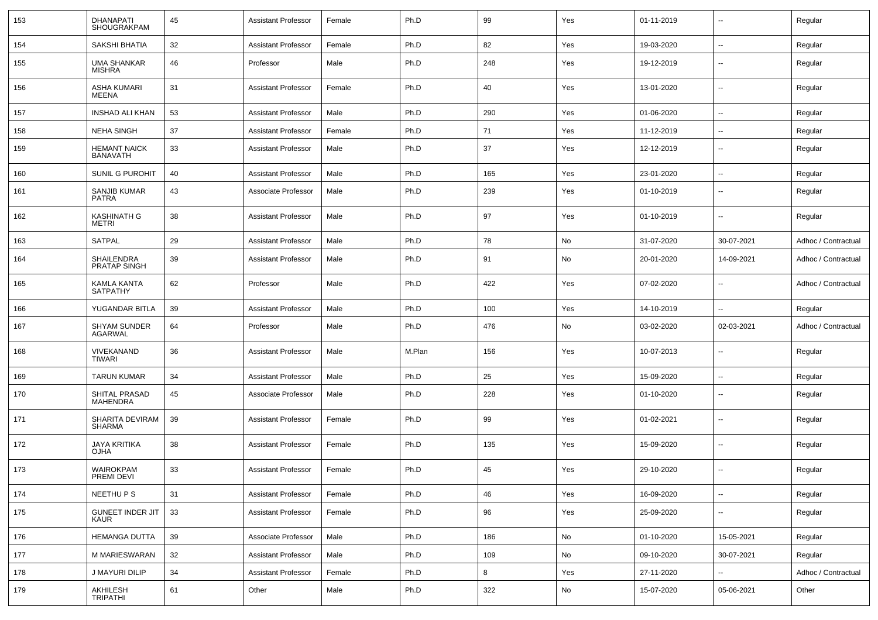| 153 | DHANAPATI SHOUGRAKPAM | 45 | Assistant Professor | Female | Ph.D | 99 | Yes | 01-11-2019 | -- | Regular |
|---|---|---|---|---|---|---|---|---|---|---|
| 154 | SAKSHI BHATIA | 32 | Assistant Professor | Female | Ph.D | 82 | Yes | 19-03-2020 | -- | Regular |
| 155 | UMA SHANKAR MISHRA | 46 | Professor | Male | Ph.D | 248 | Yes | 19-12-2019 | -- | Regular |
| 156 | ASHA KUMARI MEENA | 31 | Assistant Professor | Female | Ph.D | 40 | Yes | 13-01-2020 | -- | Regular |
| 157 | INSHAD ALI KHAN | 53 | Assistant Professor | Male | Ph.D | 290 | Yes | 01-06-2020 | -- | Regular |
| 158 | NEHA SINGH | 37 | Assistant Professor | Female | Ph.D | 71 | Yes | 11-12-2019 | -- | Regular |
| 159 | HEMANT NAICK BANAVATH | 33 | Assistant Professor | Male | Ph.D | 37 | Yes | 12-12-2019 | -- | Regular |
| 160 | SUNIL G PUROHIT | 40 | Assistant Professor | Male | Ph.D | 165 | Yes | 23-01-2020 | -- | Regular |
| 161 | SANJIB KUMAR PATRA | 43 | Associate Professor | Male | Ph.D | 239 | Yes | 01-10-2019 | -- | Regular |
| 162 | KASHINATH G METRI | 38 | Assistant Professor | Male | Ph.D | 97 | Yes | 01-10-2019 | -- | Regular |
| 163 | SATPAL | 29 | Assistant Professor | Male | Ph.D | 78 | No | 31-07-2020 | 30-07-2021 | Adhoc / Contractual |
| 164 | SHAILENDRA PRATAP SINGH | 39 | Assistant Professor | Male | Ph.D | 91 | No | 20-01-2020 | 14-09-2021 | Adhoc / Contractual |
| 165 | KAMLA KANTA SATPATHY | 62 | Professor | Male | Ph.D | 422 | Yes | 07-02-2020 | -- | Adhoc / Contractual |
| 166 | YUGANDAR BITLA | 39 | Assistant Professor | Male | Ph.D | 100 | Yes | 14-10-2019 | -- | Regular |
| 167 | SHYAM SUNDER AGARWAL | 64 | Professor | Male | Ph.D | 476 | No | 03-02-2020 | 02-03-2021 | Adhoc / Contractual |
| 168 | VIVEKANAND TIWARI | 36 | Assistant Professor | Male | M.Plan | 156 | Yes | 10-07-2013 | -- | Regular |
| 169 | TARUN KUMAR | 34 | Assistant Professor | Male | Ph.D | 25 | Yes | 15-09-2020 | -- | Regular |
| 170 | SHITAL PRASAD MAHENDRA | 45 | Associate Professor | Male | Ph.D | 228 | Yes | 01-10-2020 | -- | Regular |
| 171 | SHARITA DEVIRAM SHARMA | 39 | Assistant Professor | Female | Ph.D | 99 | Yes | 01-02-2021 | -- | Regular |
| 172 | JAYA KRITIKA OJHA | 38 | Assistant Professor | Female | Ph.D | 135 | Yes | 15-09-2020 | -- | Regular |
| 173 | WAIROKPAM PREMI DEVI | 33 | Assistant Professor | Female | Ph.D | 45 | Yes | 29-10-2020 | -- | Regular |
| 174 | NEETHU P S | 31 | Assistant Professor | Female | Ph.D | 46 | Yes | 16-09-2020 | -- | Regular |
| 175 | GUNEET INDER JIT KAUR | 33 | Assistant Professor | Female | Ph.D | 96 | Yes | 25-09-2020 | -- | Regular |
| 176 | HEMANGA DUTTA | 39 | Associate Professor | Male | Ph.D | 186 | No | 01-10-2020 | 15-05-2021 | Regular |
| 177 | M MARIESWARAN | 32 | Assistant Professor | Male | Ph.D | 109 | No | 09-10-2020 | 30-07-2021 | Regular |
| 178 | J MAYURI DILIP | 34 | Assistant Professor | Female | Ph.D | 8 | Yes | 27-11-2020 | -- | Adhoc / Contractual |
| 179 | AKHILESH TRIPATHI | 61 | Other | Male | Ph.D | 322 | No | 15-07-2020 | 05-06-2021 | Other |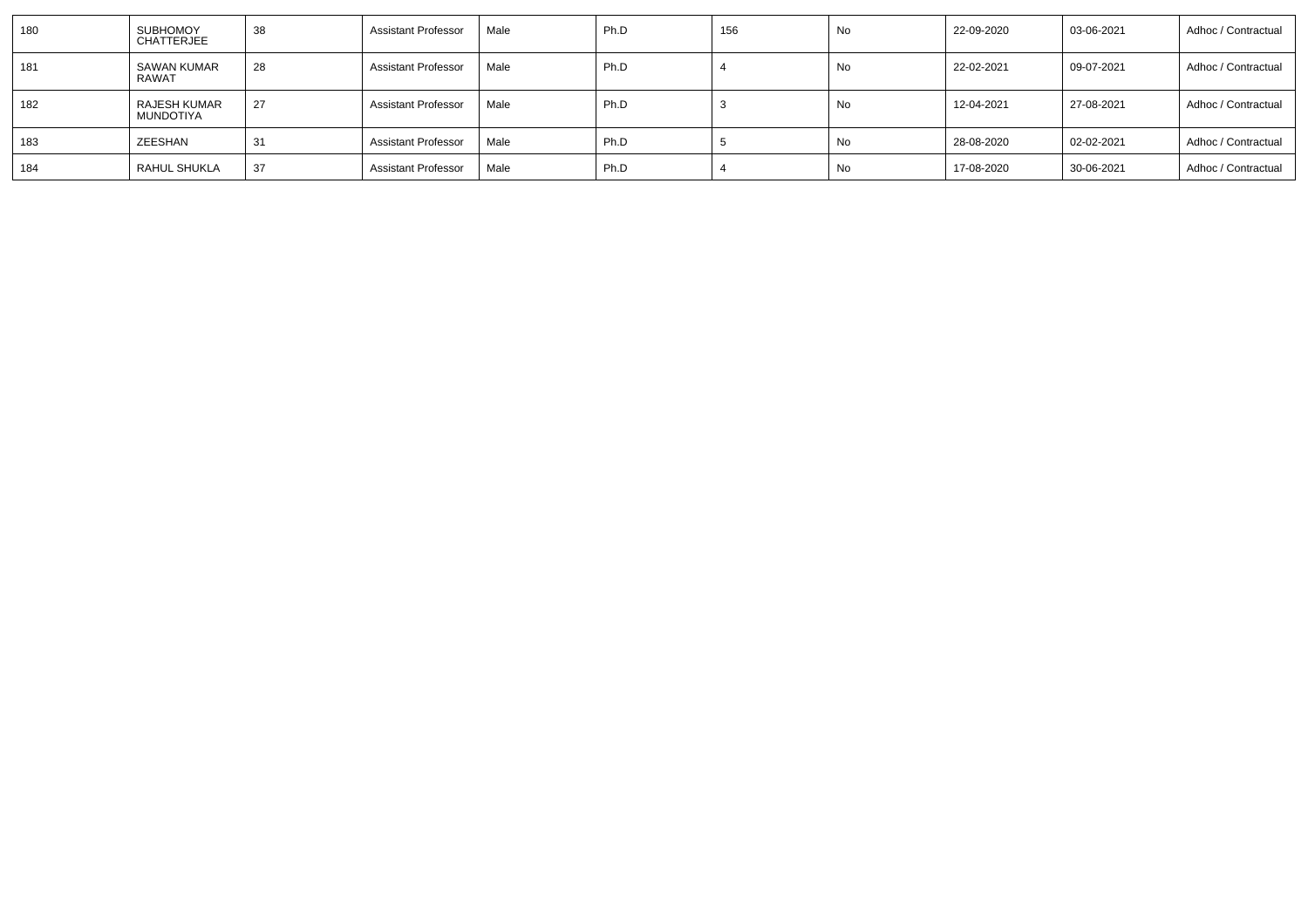| | | | | | | | | | | |
|---|---|---|---|---|---|---|---|---|---|---|
| 180 | SUBHOMOY CHATTERJEE | 38 | Assistant Professor | Male | Ph.D | 156 | No | 22-09-2020 | 03-06-2021 | Adhoc / Contractual |
| 181 | SAWAN KUMAR RAWAT | 28 | Assistant Professor | Male | Ph.D | 4 | No | 22-02-2021 | 09-07-2021 | Adhoc / Contractual |
| 182 | RAJESH KUMAR MUNDOTIYA | 27 | Assistant Professor | Male | Ph.D | 3 | No | 12-04-2021 | 27-08-2021 | Adhoc / Contractual |
| 183 | ZEESHAN | 31 | Assistant Professor | Male | Ph.D | 5 | No | 28-08-2020 | 02-02-2021 | Adhoc / Contractual |
| 184 | RAHUL SHUKLA | 37 | Assistant Professor | Male | Ph.D | 4 | No | 17-08-2020 | 30-06-2021 | Adhoc / Contractual |